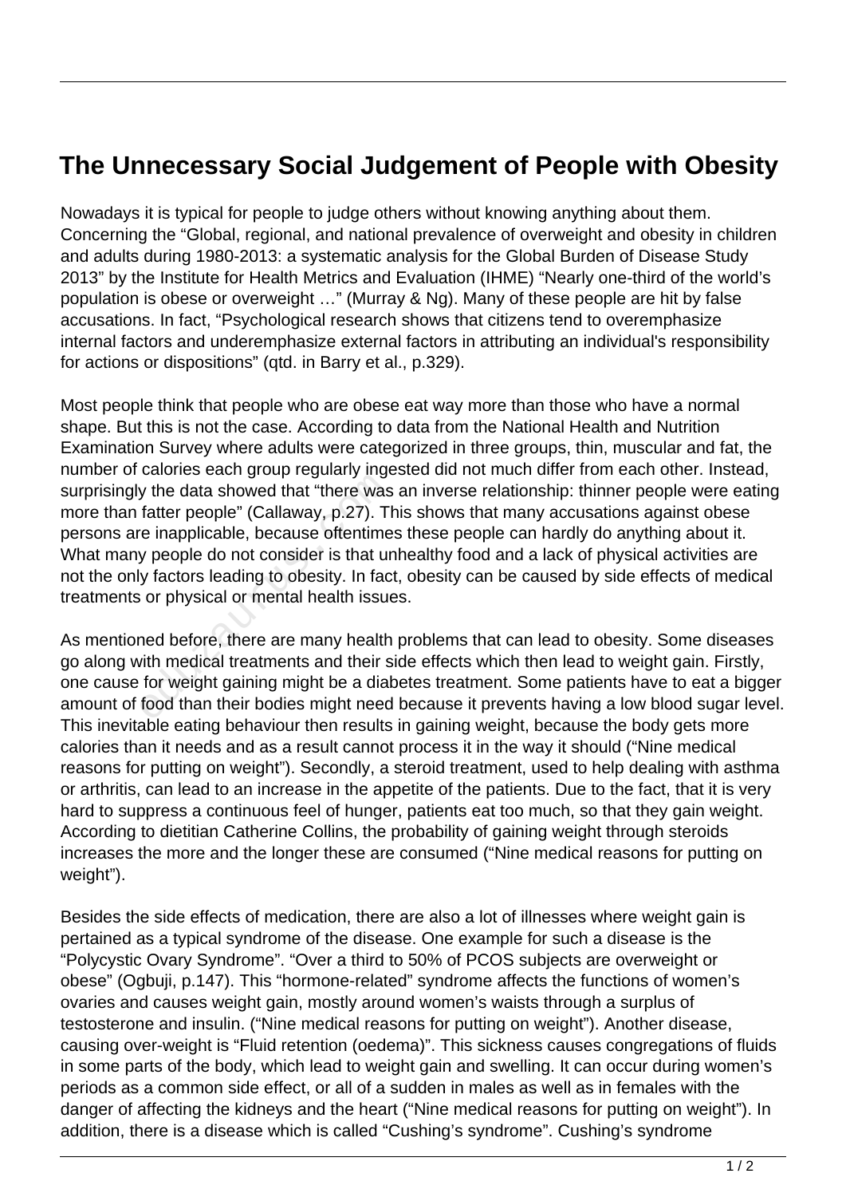# The Unnecessary Social Judgement of People with Obesity

Nowadays it is typical for people to judge others without knowing anything about them. Concerning the "Global, regional, and national prevalence of overweight and obesity in children and adults during 1980-2013: a systematic analysis for the Global Burden of Disease Study 2013" by the Institute for Health Metrics and Evaluation (IHME) "Nearly one-third of the world's population is obese or overweight …" (Murray & Ng). Many of these people are hit by false accusations. In fact, "Psychological research shows that citizens tend to overemphasize internal factors and underemphasize external factors in attributing an individual's responsibility for actions or dispositions" (qtd. in Barry et al., p.329).

Most people think that people who are obese eat way more than those who have a normal shape. But this is not the case. According to data from the National Health and Nutrition Examination Survey where adults were categorized in three groups, thin, muscular and fat, the number of calories each group regularly ingested did not much differ from each other. Instead, surprisingly the data showed that "there was an inverse relationship: thinner people were eating more than fatter people" (Callaway, p.27). This shows that many accusations against obese persons are inapplicable, because oftentimes these people can hardly do anything about it. What many people do not consider is that unhealthy food and a lack of physical activities are not the only factors leading to obesity. In fact, obesity can be caused by side effects of medical treatments or physical or mental health issues.

As mentioned before, there are many health problems that can lead to obesity. Some diseases go along with medical treatments and their side effects which then lead to weight gain. Firstly, one cause for weight gaining might be a diabetes treatment. Some patients have to eat a bigger amount of food than their bodies might need because it prevents having a low blood sugar level. This inevitable eating behaviour then results in gaining weight, because the body gets more calories than it needs and as a result cannot process it in the way it should ("Nine medical reasons for putting on weight"). Secondly, a steroid treatment, used to help dealing with asthma or arthritis, can lead to an increase in the appetite of the patients. Due to the fact, that it is very hard to suppress a continuous feel of hunger, patients eat too much, so that they gain weight. According to dietitian Catherine Collins, the probability of gaining weight through steroids increases the more and the longer these are consumed ("Nine medical reasons for putting on weight").

Besides the side effects of medication, there are also a lot of illnesses where weight gain is pertained as a typical syndrome of the disease. One example for such a disease is the "Polycystic Ovary Syndrome". "Over a third to 50% of PCOS subjects are overweight or obese" (Ogbuji, p.147). This "hormone-related" syndrome affects the functions of women's ovaries and causes weight gain, mostly around women's waists through a surplus of testosterone and insulin. ("Nine medical reasons for putting on weight"). Another disease, causing over-weight is "Fluid retention (oedema)". This sickness causes congregations of fluids in some parts of the body, which lead to weight gain and swelling. It can occur during women's periods as a common side effect, or all of a sudden in males as well as in females with the danger of affecting the kidneys and the heart ("Nine medical reasons for putting on weight"). In addition, there is a disease which is called "Cushing's syndrome". Cushing's syndrome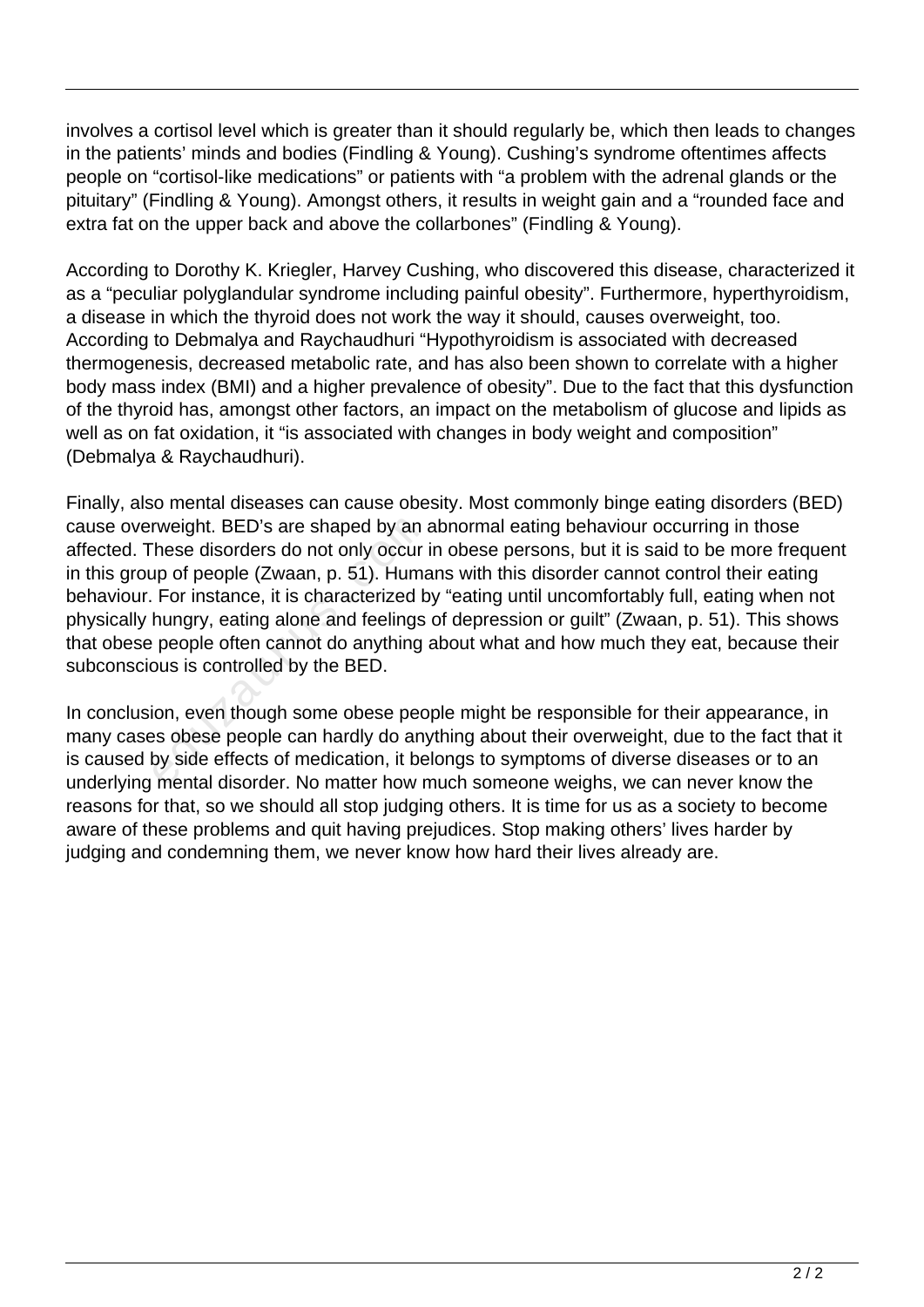involves a cortisol level which is greater than it should regularly be, which then leads to changes in the patients' minds and bodies (Findling & Young). Cushing's syndrome oftentimes affects people on "cortisol-like medications" or patients with "a problem with the adrenal glands or the pituitary" (Findling & Young). Amongst others, it results in weight gain and a "rounded face and extra fat on the upper back and above the collarbones" (Findling & Young).

According to Dorothy K. Kriegler, Harvey Cushing, who discovered this disease, characterized it as a "peculiar polyglandular syndrome including painful obesity". Furthermore, hyperthyroidism, a disease in which the thyroid does not work the way it should, causes overweight, too. According to Debmalya and Raychaudhuri "Hypothyroidism is associated with decreased thermogenesis, decreased metabolic rate, and has also been shown to correlate with a higher body mass index (BMI) and a higher prevalence of obesity". Due to the fact that this dysfunction of the thyroid has, amongst other factors, an impact on the metabolism of glucose and lipids as well as on fat oxidation, it "is associated with changes in body weight and composition" (Debmalya & Raychaudhuri).

Finally, also mental diseases can cause obesity. Most commonly binge eating disorders (BED) cause overweight. BED's are shaped by an abnormal eating behaviour occurring in those affected. These disorders do not only occur in obese persons, but it is said to be more frequent in this group of people (Zwaan, p. 51). Humans with this disorder cannot control their eating behaviour. For instance, it is characterized by "eating until uncomfortably full, eating when not physically hungry, eating alone and feelings of depression or guilt" (Zwaan, p. 51). This shows that obese people often cannot do anything about what and how much they eat, because their subconscious is controlled by the BED.

In conclusion, even though some obese people might be responsible for their appearance, in many cases obese people can hardly do anything about their overweight, due to the fact that it is caused by side effects of medication, it belongs to symptoms of diverse diseases or to an underlying mental disorder. No matter how much someone weighs, we can never know the reasons for that, so we should all stop judging others. It is time for us as a society to become aware of these problems and quit having prejudices. Stop making others' lives harder by judging and condemning them, we never know how hard their lives already are.